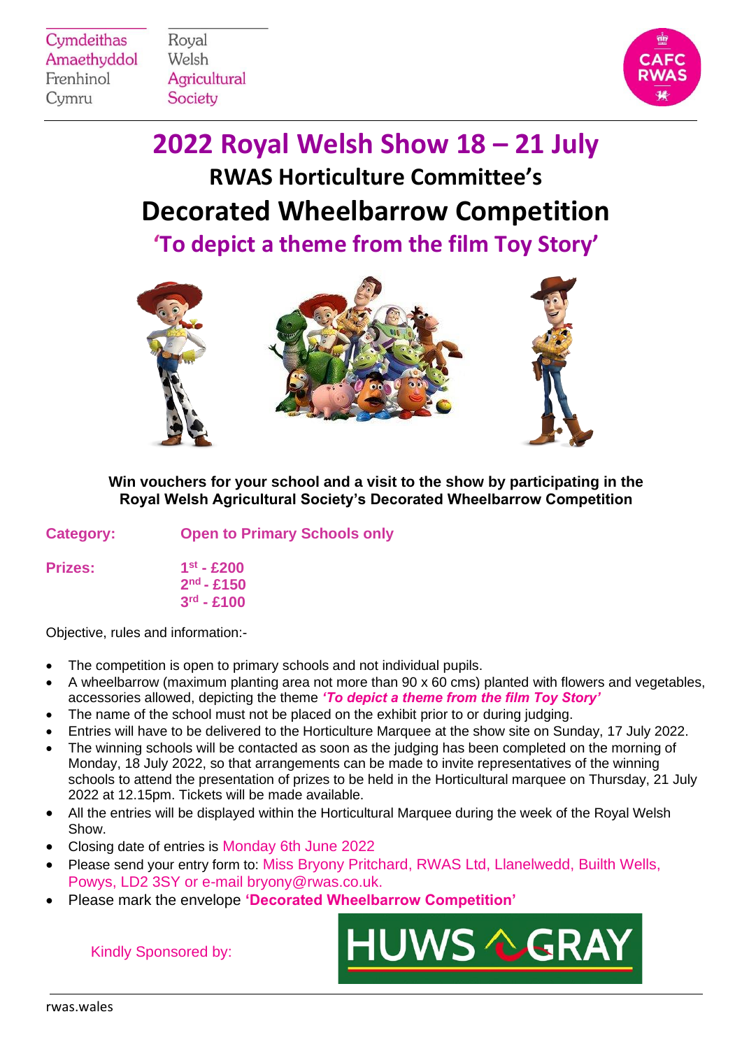Cymdeithas Amaethyddol Frenhinol Cymru

Royal Welsh Agricultural Society

CAFC RWAS

# 2022 Royal Welsh Show 18 – 21 July

## RWAS Horticulture Committee's

# Decorated Wheelbarrow Competition

## 'To depict a theme from the film Toy Story'

**Win vouchers for your school and a visit to the show by participating in the Royal Welsh Agricultural Society's Decorated Wheelbarrow Competition**

**Category:** **Open to Primary Schools only**

**Prizes:**
**1st - £200**
**2nd - £150**
**3rd - £100**

Objective, rules and information:-

- The competition is open to primary schools and not individual pupils.
- A wheelbarrow (maximum planting area not more than 90 x 60 cms) planted with flowers and vegetables, accessories allowed, depicting the theme ***'To depict a theme from the film Toy Story'***
- The name of the school must not be placed on the exhibit prior to or during judging.
- Entries will have to be delivered to the Horticulture Marquee at the show site on Sunday, 17 July 2022.
- The winning schools will be contacted as soon as the judging has been completed on the morning of Monday, 18 July 2022, so that arrangements can be made to invite representatives of the winning schools to attend the presentation of prizes to be held in the Horticultural marquee on Thursday, 21 July 2022 at 12.15pm. Tickets will be made available.
- All the entries will be displayed within the Horticultural Marquee during the week of the Royal Welsh Show.
- Closing date of entries is Monday 6th June 2022
- Please send your entry form to: Miss Bryony Pritchard, RWAS Ltd, Llanelwedd, Builth Wells, Powys, LD2 3SY or e-mail bryony@rwas.co.uk.
- Please mark the envelope **'Decorated Wheelbarrow Competition'**

Kindly Sponsored by: HUWS GRAY

rwas.wales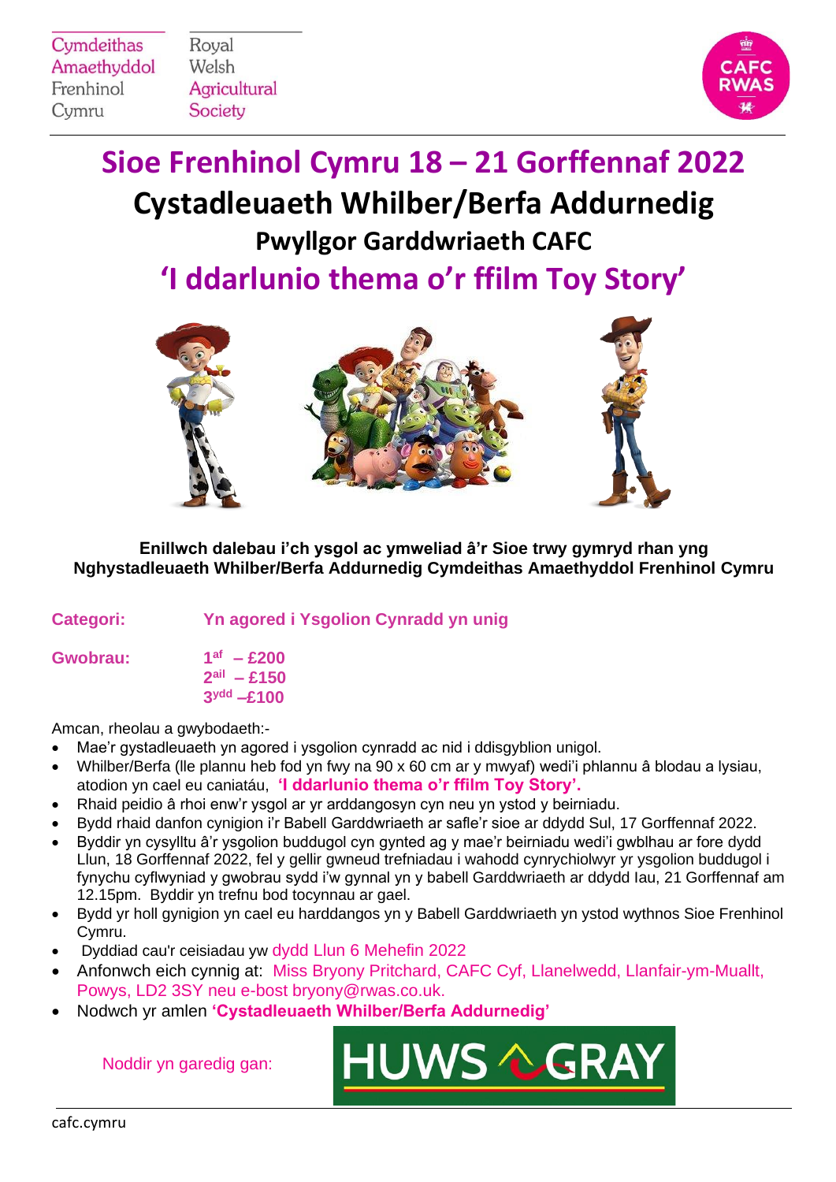Cymdeithas Amaethyddol Frenhinol Cymru

Royal Welsh Agricultural Society

CAFC RWAS

# Sioe Frenhinol Cymru 18 – 21 Gorffennaf 2022

## Cystadleuaeth Whilber/Berfa Addurnedig

### Pwyllgor Garddwriaeth CAFC

## 'I ddarlunio thema o'r ffilm Toy Story'

**Enillwch dalebau i'ch ysgol ac ymweliad â'r Sioe trwy gymryd rhan yng Nghystadleuaeth Whilber/Berfa Addurnedig Cymdeithas Amaethyddol Frenhinol Cymru**

**Categori:** **Yn agored i Ysgolion Cynradd yn unig**

**Gwobrau:**
**1af – £200**
**2ail – £150**
**3ydd –£100**

Amcan, rheolau a gwybodaeth:-

- Mae'r gystadleuaeth yn agored i ysgolion cynradd ac nid i ddisgyblion unigol.
- Whilber/Berfa (lle plannu heb fod yn fwy na 90 x 60 cm ar y mwyaf) wedi'i phlannu â blodau a lysiau, atodion yn cael eu caniatáu, **'I ddarlunio thema o'r ffilm Toy Story'.**
- Rhaid peidio â rhoi enw'r ysgol ar yr arddangosyn cyn neu yn ystod y beirniadu.
- Bydd rhaid danfon cynigion i'r Babell Garddwriaeth ar safle'r sioe ar ddydd Sul, 17 Gorffennaf 2022.
- Byddir yn cysylltu â'r ysgolion buddugol cyn gynted ag y mae'r beirniadu wedi'i gwblhau ar fore dydd Llun, 18 Gorffennaf 2022, fel y gellir gwneud trefniadau i wahodd cynrychiolwyr yr ysgolion buddugol i fynychu cyflwyniad y gwobrau sydd i'w gynnal yn y babell Garddwriaeth ar ddydd Iau, 21 Gorffennaf am 12.15pm. Byddir yn trefnu bod tocynnau ar gael.
- Bydd yr holl gynigion yn cael eu harddangos yn y Babell Garddwriaeth yn ystod wythnos Sioe Frenhinol Cymru.
- Dyddiad cau'r ceisiadau yw dydd Llun 6 Mehefin 2022
- Anfonwch eich cynnig at: Miss Bryony Pritchard, CAFC Cyf, Llanelwedd, Llanfair-ym-Muallt, Powys, LD2 3SY neu e-bost bryony@rwas.co.uk.
- Nodwch yr amlen **'Cystadleuaeth Whilber/Berfa Addurnedig'**

Noddir yn garedig gan: HUWS GRAY

cafc.cymru